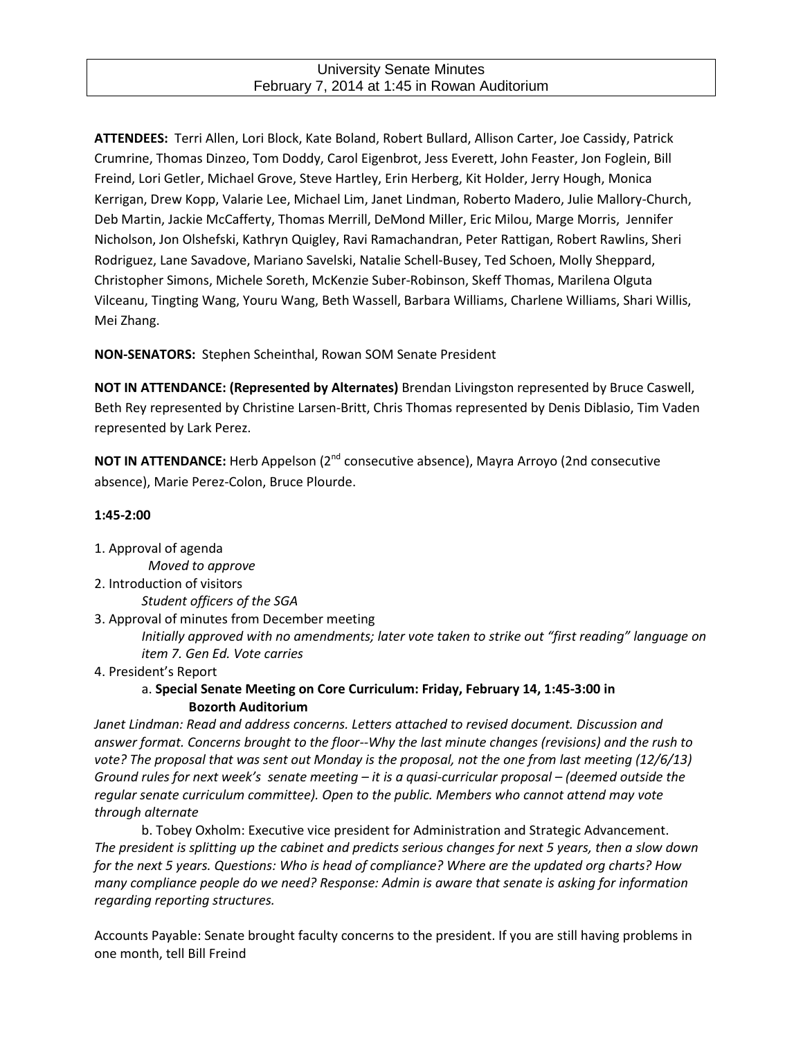# University Senate Minutes
## February 7, 2014 at 1:45 in Rowan Auditorium

**ATTENDEES:** Terri Allen, Lori Block, Kate Boland, Robert Bullard, Allison Carter, Joe Cassidy, Patrick Crumrine, Thomas Dinzeo, Tom Doddy, Carol Eigenbrot, Jess Everett, John Feaster, Jon Foglein, Bill Freind, Lori Getler, Michael Grove, Steve Hartley, Erin Herberg, Kit Holder, Jerry Hough, Monica Kerrigan, Drew Kopp, Valarie Lee, Michael Lim, Janet Lindman, Roberto Madero, Julie Mallory-Church, Deb Martin, Jackie McCafferty, Thomas Merrill, DeMond Miller, Eric Milou, Marge Morris, Jennifer Nicholson, Jon Olshefski, Kathryn Quigley, Ravi Ramachandran, Peter Rattigan, Robert Rawlins, Sheri Rodriguez, Lane Savadove, Mariano Savelski, Natalie Schell-Busey, Ted Schoen, Molly Sheppard, Christopher Simons, Michele Soreth, McKenzie Suber-Robinson, Skeff Thomas, Marilena Olguta Vilceanu, Tingting Wang, Youru Wang, Beth Wassell, Barbara Williams, Charlene Williams, Shari Willis, Mei Zhang.

**NON-SENATORS:** Stephen Scheinthal, Rowan SOM Senate President

**NOT IN ATTENDANCE: (Represented by Alternates)** Brendan Livingston represented by Bruce Caswell, Beth Rey represented by Christine Larsen-Britt, Chris Thomas represented by Denis Diblasio, Tim Vaden represented by Lark Perez.

**NOT IN ATTENDANCE:** Herb Appelson (2nd consecutive absence), Mayra Arroyo (2nd consecutive absence), Marie Perez-Colon, Bruce Plourde.

**1:45-2:00**

1. Approval of agenda
   *Moved to approve*
2. Introduction of visitors
   *Student officers of the SGA*
3. Approval of minutes from December meeting
   *Initially approved with no amendments; later vote taken to strike out "first reading" language on item 7. Gen Ed. Vote carries*
4. President's Report
   a. **Special Senate Meeting on Core Curriculum: Friday, February 14, 1:45-3:00 in Bozorth Auditorium**

*Janet Lindman: Read and address concerns. Letters attached to revised document. Discussion and answer format. Concerns brought to the floor--Why the last minute changes (revisions) and the rush to vote? The proposal that was sent out Monday is the proposal, not the one from last meeting (12/6/13) Ground rules for next week's senate meeting – it is a quasi-curricular proposal – (deemed outside the regular senate curriculum committee). Open to the public. Members who cannot attend may vote through alternate*

   b. Tobey Oxholm: Executive vice president for Administration and Strategic Advancement. *The president is splitting up the cabinet and predicts serious changes for next 5 years, then a slow down for the next 5 years. Questions: Who is head of compliance? Where are the updated org charts? How many compliance people do we need? Response: Admin is aware that senate is asking for information regarding reporting structures.*

Accounts Payable: Senate brought faculty concerns to the president. If you are still having problems in one month, tell Bill Freind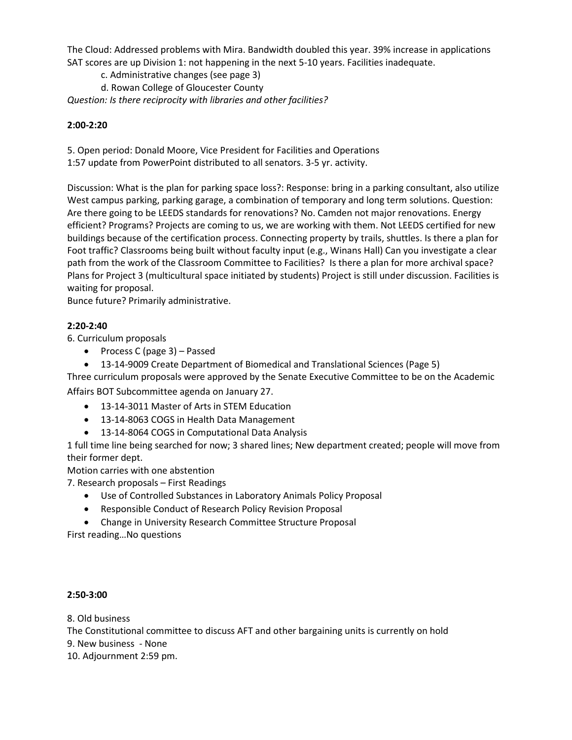The Cloud: Addressed problems with Mira. Bandwidth doubled this year. 39% increase in applications SAT scores are up Division 1: not happening in the next 5-10 years. Facilities inadequate.

c. Administrative changes (see page 3)

d. Rowan College of Gloucester County

*Question: Is there reciprocity with libraries and other facilities?*

**2:00-2:20**

5. Open period: Donald Moore, Vice President for Facilities and Operations

1:57 update from PowerPoint distributed to all senators. 3-5 yr. activity.

Discussion: What is the plan for parking space loss?: Response: bring in a parking consultant, also utilize West campus parking, parking garage, a combination of temporary and long term solutions. Question: Are there going to be LEEDS standards for renovations? No. Camden not major renovations. Energy efficient? Programs? Projects are coming to us, we are working with them. Not LEEDS certified for new buildings because of the certification process. Connecting property by trails, shuttles. Is there a plan for Foot traffic? Classrooms being built without faculty input (e.g., Winans Hall) Can you investigate a clear path from the work of the Classroom Committee to Facilities? Is there a plan for more archival space? Plans for Project 3 (multicultural space initiated by students) Project is still under discussion. Facilities is waiting for proposal.

Bunce future? Primarily administrative.

**2:20-2:40**

6. Curriculum proposals

- Process C (page 3) – Passed
- 13-14-9009 Create Department of Biomedical and Translational Sciences (Page 5)

Three curriculum proposals were approved by the Senate Executive Committee to be on the Academic Affairs BOT Subcommittee agenda on January 27.

- 13-14-3011 Master of Arts in STEM Education
- 13-14-8063 COGS in Health Data Management
- 13-14-8064 COGS in Computational Data Analysis

1 full time line being searched for now; 3 shared lines; New department created; people will move from their former dept.

Motion carries with one abstention

7. Research proposals – First Readings

- Use of Controlled Substances in Laboratory Animals Policy Proposal
- Responsible Conduct of Research Policy Revision Proposal
- Change in University Research Committee Structure Proposal

First reading…No questions

**2:50-3:00**

8. Old business

The Constitutional committee to discuss AFT and other bargaining units is currently on hold

9. New business - None

10. Adjournment 2:59 pm.